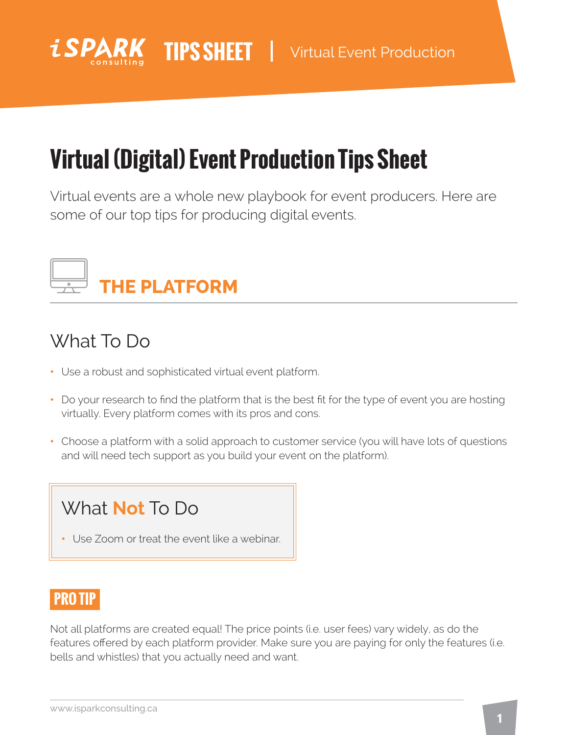iSPARK consulting **TIPS SHEET** | Virtual Event Production

# Virtual (Digital) Event Production Tips Sheet

Virtual events are a whole new playbook for event producers. Here are some of our top tips for producing digital events.

## THE PLATFORM

### What To Do

- Use a robust and sophisticated virtual event platform.
- Do your research to find the platform that is the best fit for the type of event you are hosting virtually. Every platform comes with its pros and cons.
- Choose a platform with a solid approach to customer service (you will have lots of questions and will need tech support as you build your event on the platform).

### What **Not** To Do

- Use Zoom or treat the event like a webinar.

**PRO TIP**

Not all platforms are created equal! The price points (i.e. user fees) vary widely, as do the features offered by each platform provider. Make sure you are paying for only the features (i.e. bells and whistles) that you actually need and want.

www.isparkconsulting.ca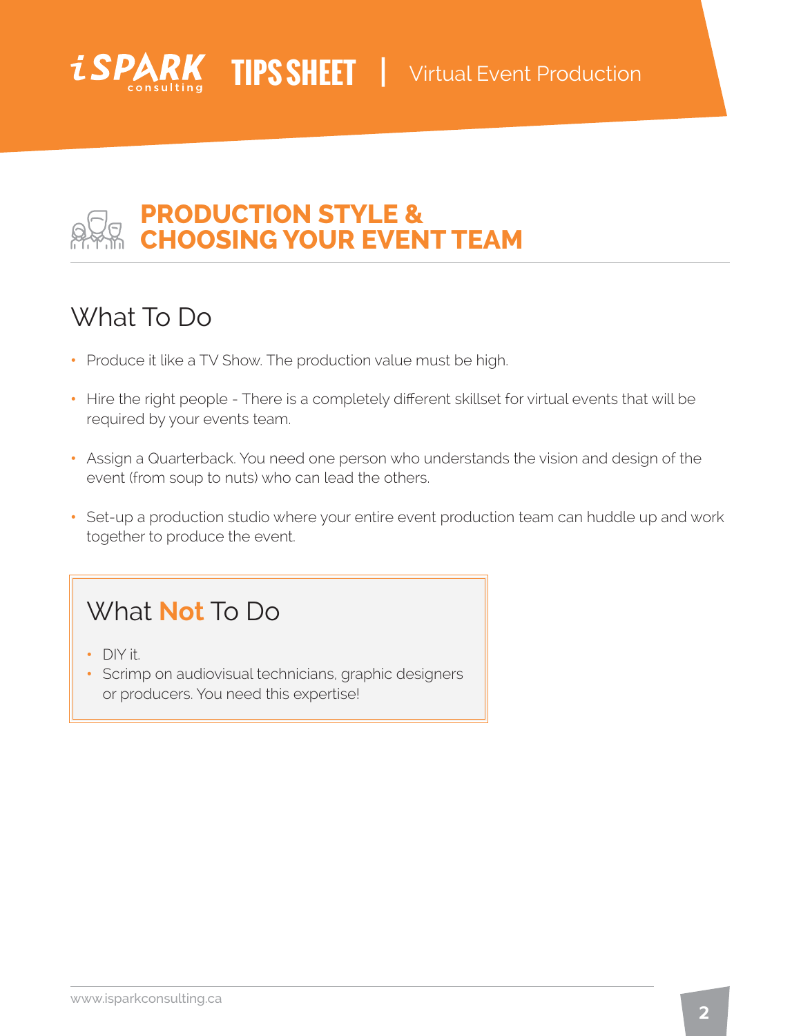# PRODUCTION STYLE & CHOOSING YOUR EVENT TEAM

## What To Do

- Produce it like a TV Show. The production value must be high.
- Hire the right people - There is a completely different skillset for virtual events that will be required by your events team.
- Assign a Quarterback. You need one person who understands the vision and design of the event (from soup to nuts) who can lead the others.
- Set-up a production studio where your entire event production team can huddle up and work together to produce the event.

## What **Not** To Do

- DIY it.
- Scrimp on audiovisual technicians, graphic designers or producers. You need this expertise!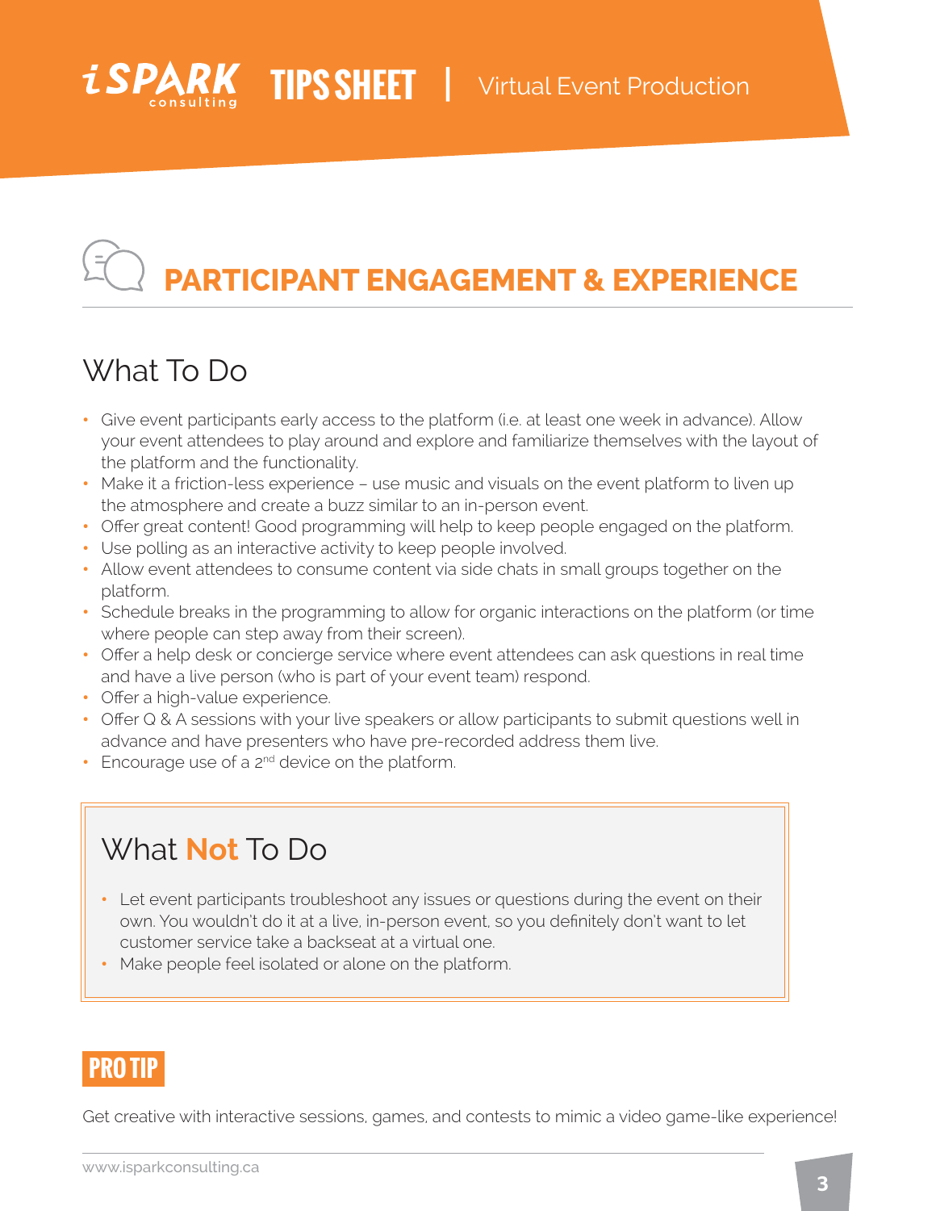# PARTICIPANT ENGAGEMENT & EXPERIENCE

## What To Do

- Give event participants early access to the platform (i.e. at least one week in advance). Allow your event attendees to play around and explore and familiarize themselves with the layout of the platform and the functionality.
- Make it a friction-less experience – use music and visuals on the event platform to liven up the atmosphere and create a buzz similar to an in-person event.
- Offer great content! Good programming will help to keep people engaged on the platform.
- Use polling as an interactive activity to keep people involved.
- Allow event attendees to consume content via side chats in small groups together on the platform.
- Schedule breaks in the programming to allow for organic interactions on the platform (or time where people can step away from their screen).
- Offer a help desk or concierge service where event attendees can ask questions in real time and have a live person (who is part of your event team) respond.
- Offer a high-value experience.
- Offer Q & A sessions with your live speakers or allow participants to submit questions well in advance and have presenters who have pre-recorded address them live.
- Encourage use of a 2nd device on the platform.

## What **Not** To Do

- Let event participants troubleshoot any issues or questions during the event on their own. You wouldn't do it at a live, in-person event, so you definitely don't want to let customer service take a backseat at a virtual one.
- Make people feel isolated or alone on the platform.

**PRO TIP**

Get creative with interactive sessions, games, and contests to mimic a video game-like experience!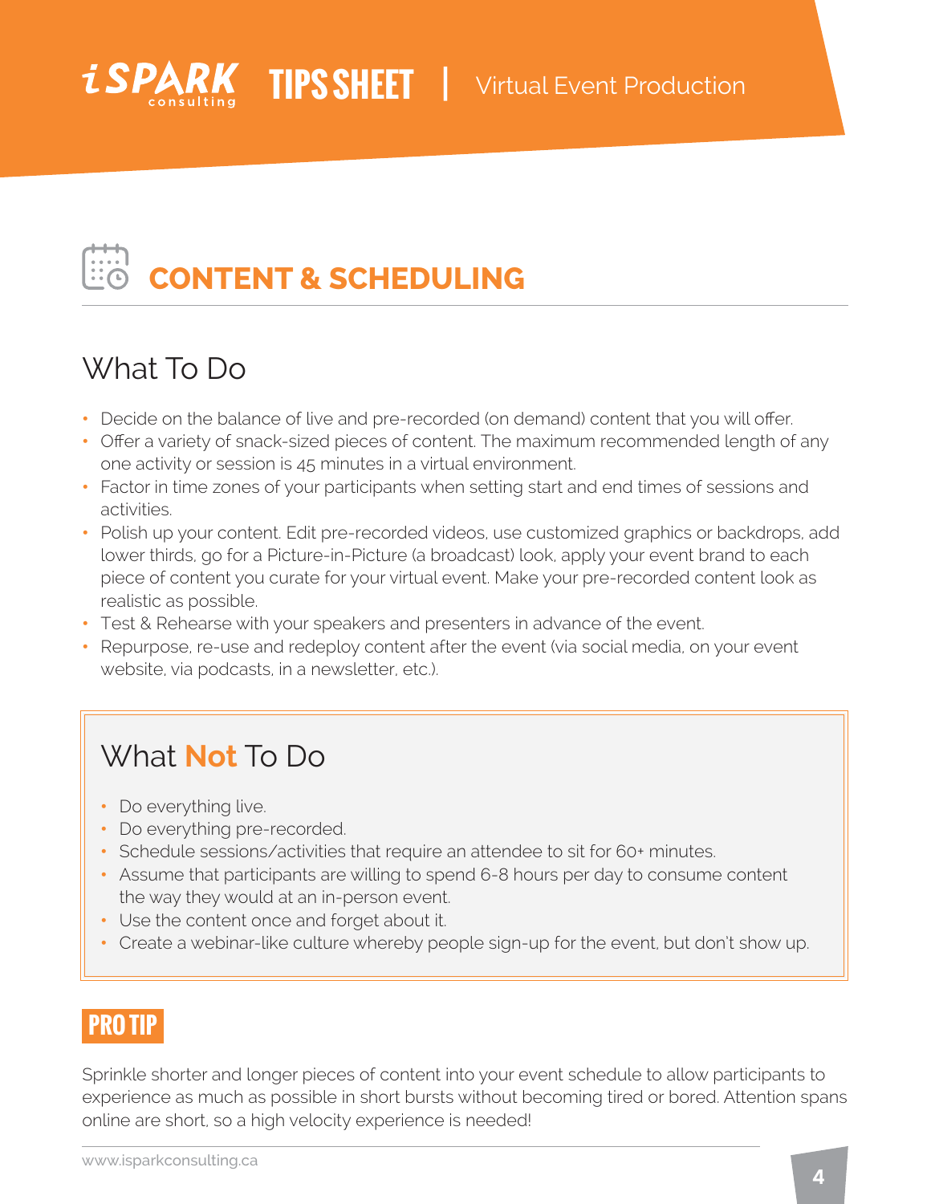# CONTENT & SCHEDULING

## What To Do

- Decide on the balance of live and pre-recorded (on demand) content that you will offer.
- Offer a variety of snack-sized pieces of content. The maximum recommended length of any one activity or session is 45 minutes in a virtual environment.
- Factor in time zones of your participants when setting start and end times of sessions and activities.
- Polish up your content. Edit pre-recorded videos, use customized graphics or backdrops, add lower thirds, go for a Picture-in-Picture (a broadcast) look, apply your event brand to each piece of content you curate for your virtual event. Make your pre-recorded content look as realistic as possible.
- Test & Rehearse with your speakers and presenters in advance of the event.
- Repurpose, re-use and redeploy content after the event (via social media, on your event website, via podcasts, in a newsletter, etc.).

## What **Not** To Do

- Do everything live.
- Do everything pre-recorded.
- Schedule sessions/activities that require an attendee to sit for 60+ minutes.
- Assume that participants are willing to spend 6-8 hours per day to consume content the way they would at an in-person event.
- Use the content once and forget about it.
- Create a webinar-like culture whereby people sign-up for the event, but don't show up.

**PRO TIP**

Sprinkle shorter and longer pieces of content into your event schedule to allow participants to experience as much as possible in short bursts without becoming tired or bored. Attention spans online are short, so a high velocity experience is needed!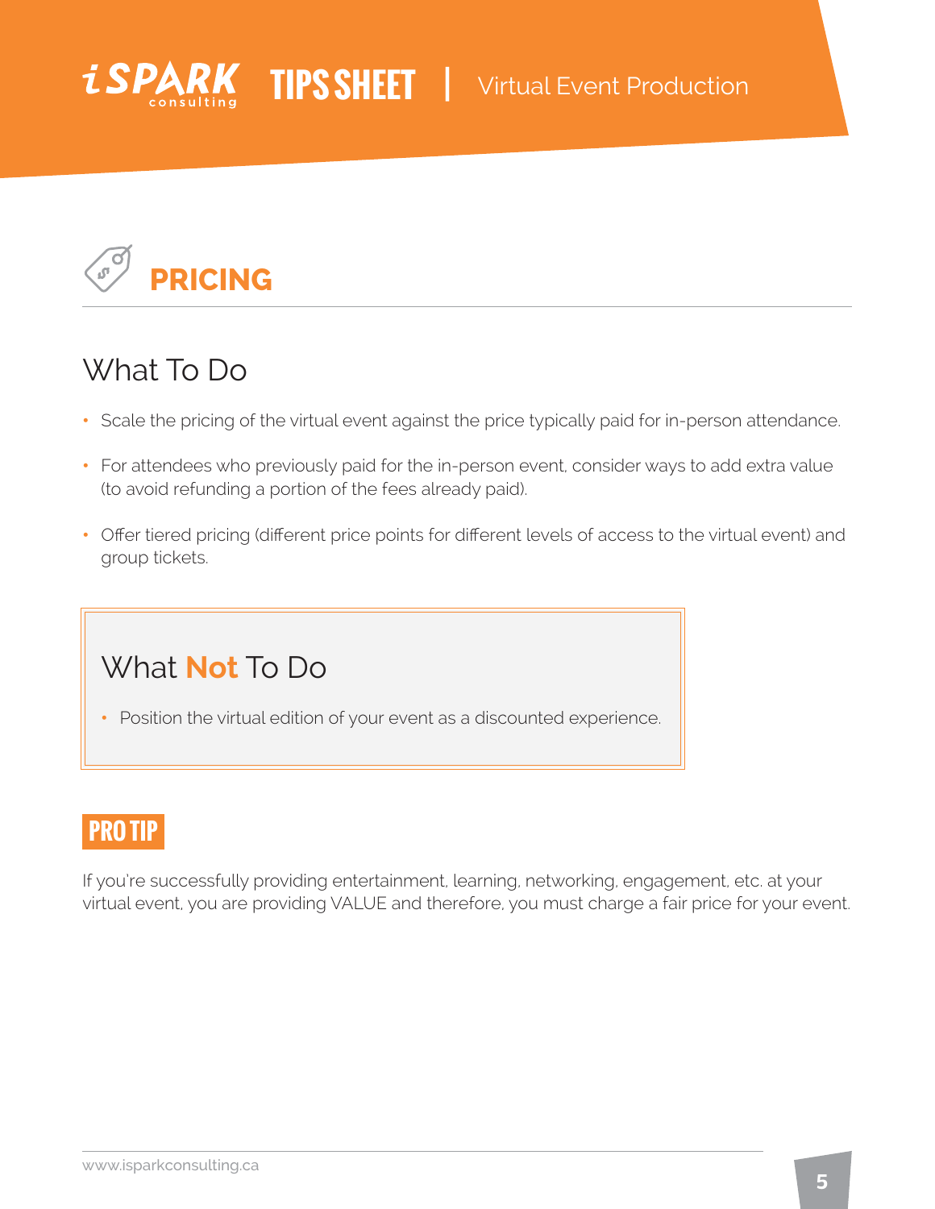# PRICING

## What To Do

- Scale the pricing of the virtual event against the price typically paid for in-person attendance.
- For attendees who previously paid for the in-person event, consider ways to add extra value (to avoid refunding a portion of the fees already paid).
- Offer tiered pricing (different price points for different levels of access to the virtual event) and group tickets.

## What **Not** To Do

- Position the virtual edition of your event as a discounted experience.

### PRO TIP

If you're successfully providing entertainment, learning, networking, engagement, etc. at your virtual event, you are providing VALUE and therefore, you must charge a fair price for your event.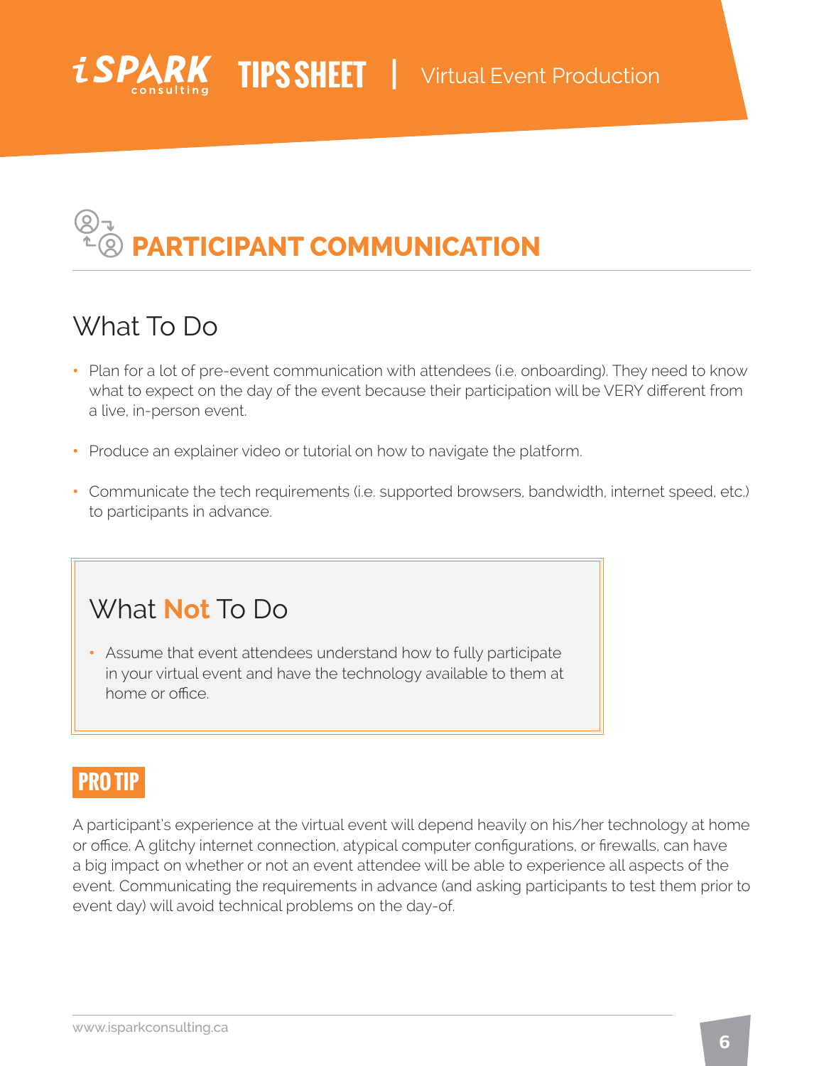# PARTICIPANT COMMUNICATION

## What To Do

- Plan for a lot of pre-event communication with attendees (i.e. onboarding). They need to know what to expect on the day of the event because their participation will be VERY different from a live, in-person event.
- Produce an explainer video or tutorial on how to navigate the platform.
- Communicate the tech requirements (i.e. supported browsers, bandwidth, internet speed, etc.) to participants in advance.

## What **Not** To Do

- Assume that event attendees understand how to fully participate in your virtual event and have the technology available to them at home or office.

### PRO TIP

A participant's experience at the virtual event will depend heavily on his/her technology at home or office. A glitchy internet connection, atypical computer configurations, or firewalls, can have a big impact on whether or not an event attendee will be able to experience all aspects of the event. Communicating the requirements in advance (and asking participants to test them prior to event day) will avoid technical problems on the day-of.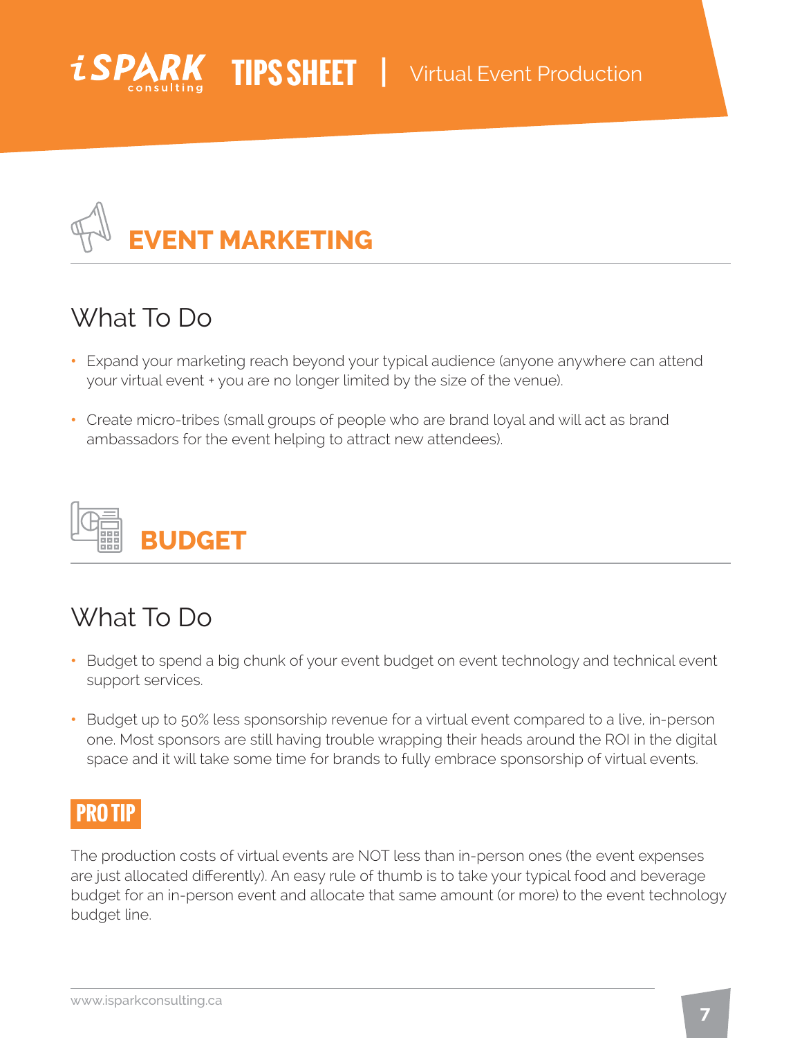# EVENT MARKETING

## What To Do

- Expand your marketing reach beyond your typical audience (anyone anywhere can attend your virtual event + you are no longer limited by the size of the venue).
- Create micro-tribes (small groups of people who are brand loyal and will act as brand ambassadors for the event helping to attract new attendees).

# BUDGET

## What To Do

- Budget to spend a big chunk of your event budget on event technology and technical event support services.
- Budget up to 50% less sponsorship revenue for a virtual event compared to a live, in-person one. Most sponsors are still having trouble wrapping their heads around the ROI in the digital space and it will take some time for brands to fully embrace sponsorship of virtual events.

**PRO TIP**

The production costs of virtual events are NOT less than in-person ones (the event expenses are just allocated differently). An easy rule of thumb is to take your typical food and beverage budget for an in-person event and allocate that same amount (or more) to the event technology budget line.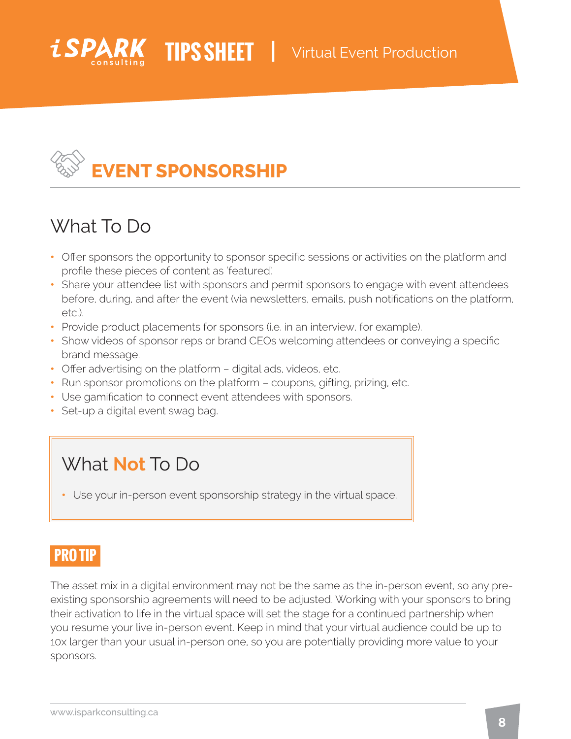# EVENT SPONSORSHIP

## What To Do

- Offer sponsors the opportunity to sponsor specific sessions or activities on the platform and profile these pieces of content as 'featured'.
- Share your attendee list with sponsors and permit sponsors to engage with event attendees before, during, and after the event (via newsletters, emails, push notifications on the platform, etc.).
- Provide product placements for sponsors (i.e. in an interview, for example).
- Show videos of sponsor reps or brand CEOs welcoming attendees or conveying a specific brand message.
- Offer advertising on the platform – digital ads, videos, etc.
- Run sponsor promotions on the platform – coupons, gifting, prizing, etc.
- Use gamification to connect event attendees with sponsors.
- Set-up a digital event swag bag.

## What **Not** To Do

- Use your in-person event sponsorship strategy in the virtual space.

### PRO TIP

The asset mix in a digital environment may not be the same as the in-person event, so any pre-existing sponsorship agreements will need to be adjusted. Working with your sponsors to bring their activation to life in the virtual space will set the stage for a continued partnership when you resume your live in-person event. Keep in mind that your virtual audience could be up to 10x larger than your usual in-person one, so you are potentially providing more value to your sponsors.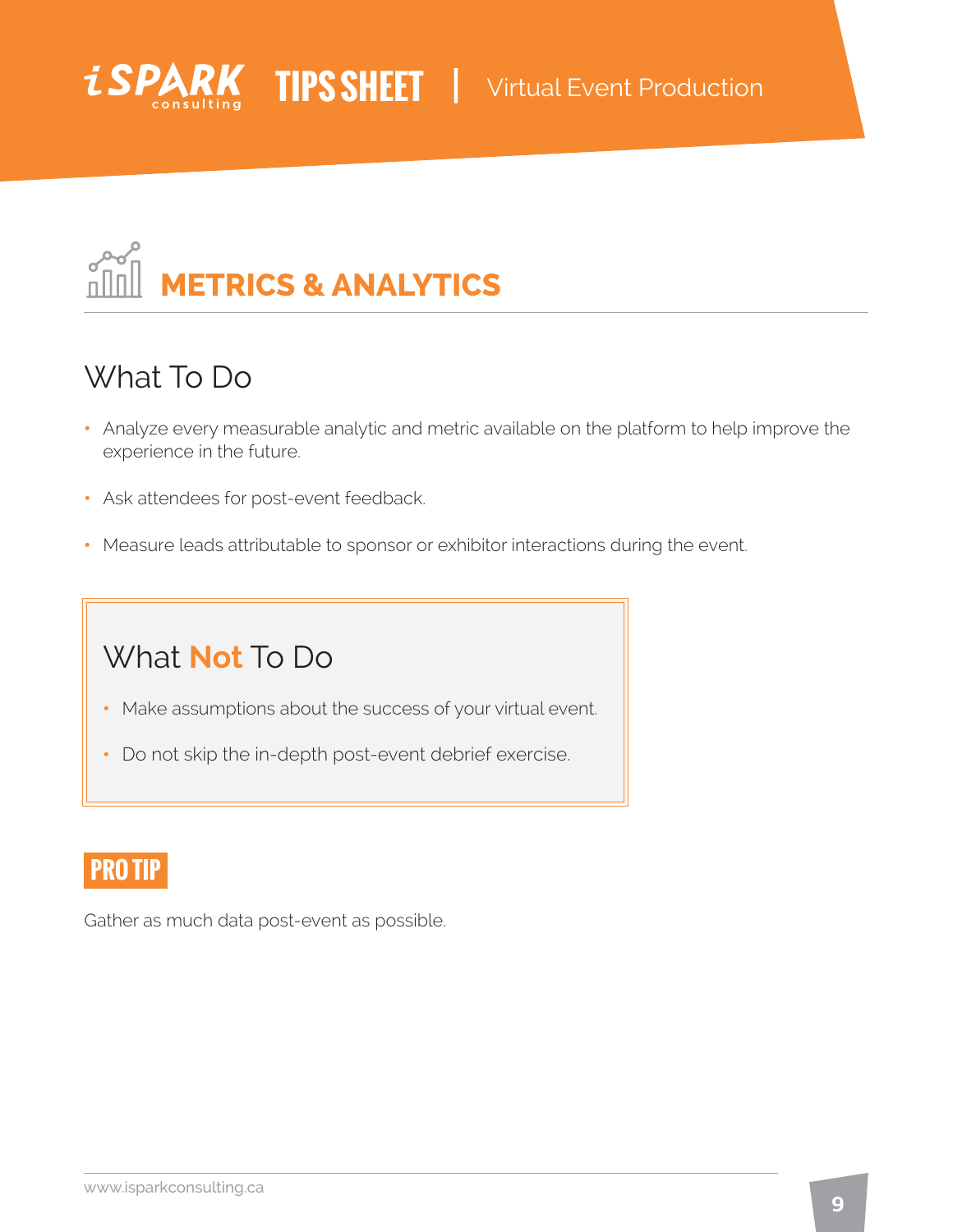# METRICS & ANALYTICS

## What To Do

- Analyze every measurable analytic and metric available on the platform to help improve the experience in the future.
- Ask attendees for post-event feedback.
- Measure leads attributable to sponsor or exhibitor interactions during the event.

## What **Not** To Do

- Make assumptions about the success of your virtual event.
- Do not skip the in-depth post-event debrief exercise.

**PRO TIP**

Gather as much data post-event as possible.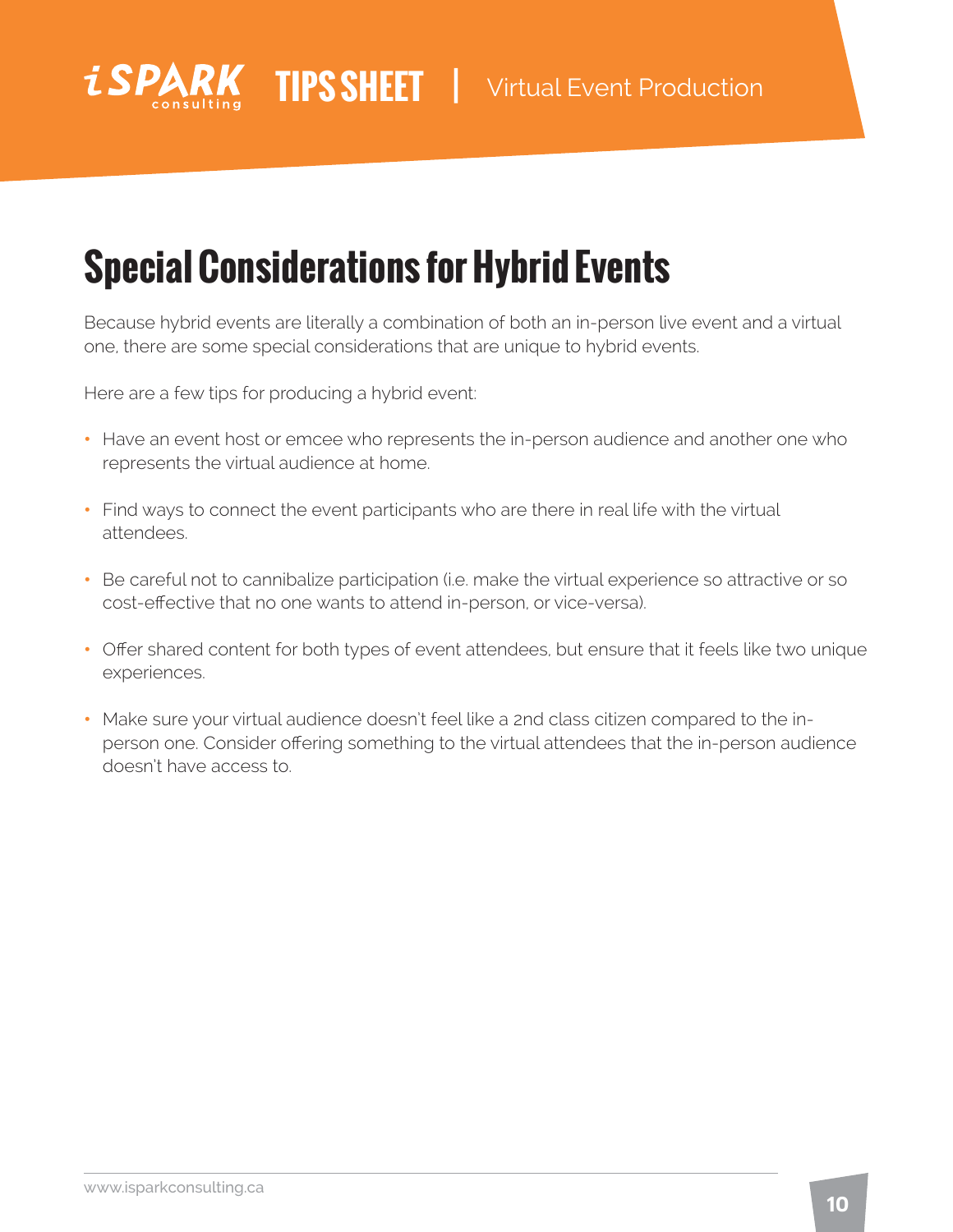# Special Considerations for Hybrid Events

Because hybrid events are literally a combination of both an in-person live event and a virtual one, there are some special considerations that are unique to hybrid events.

Here are a few tips for producing a hybrid event:

- Have an event host or emcee who represents the in-person audience and another one who represents the virtual audience at home.
- Find ways to connect the event participants who are there in real life with the virtual attendees.
- Be careful not to cannibalize participation (i.e. make the virtual experience so attractive or so cost-effective that no one wants to attend in-person, or vice-versa).
- Offer shared content for both types of event attendees, but ensure that it feels like two unique experiences.
- Make sure your virtual audience doesn't feel like a 2nd class citizen compared to the in-person one. Consider offering something to the virtual attendees that the in-person audience doesn't have access to.